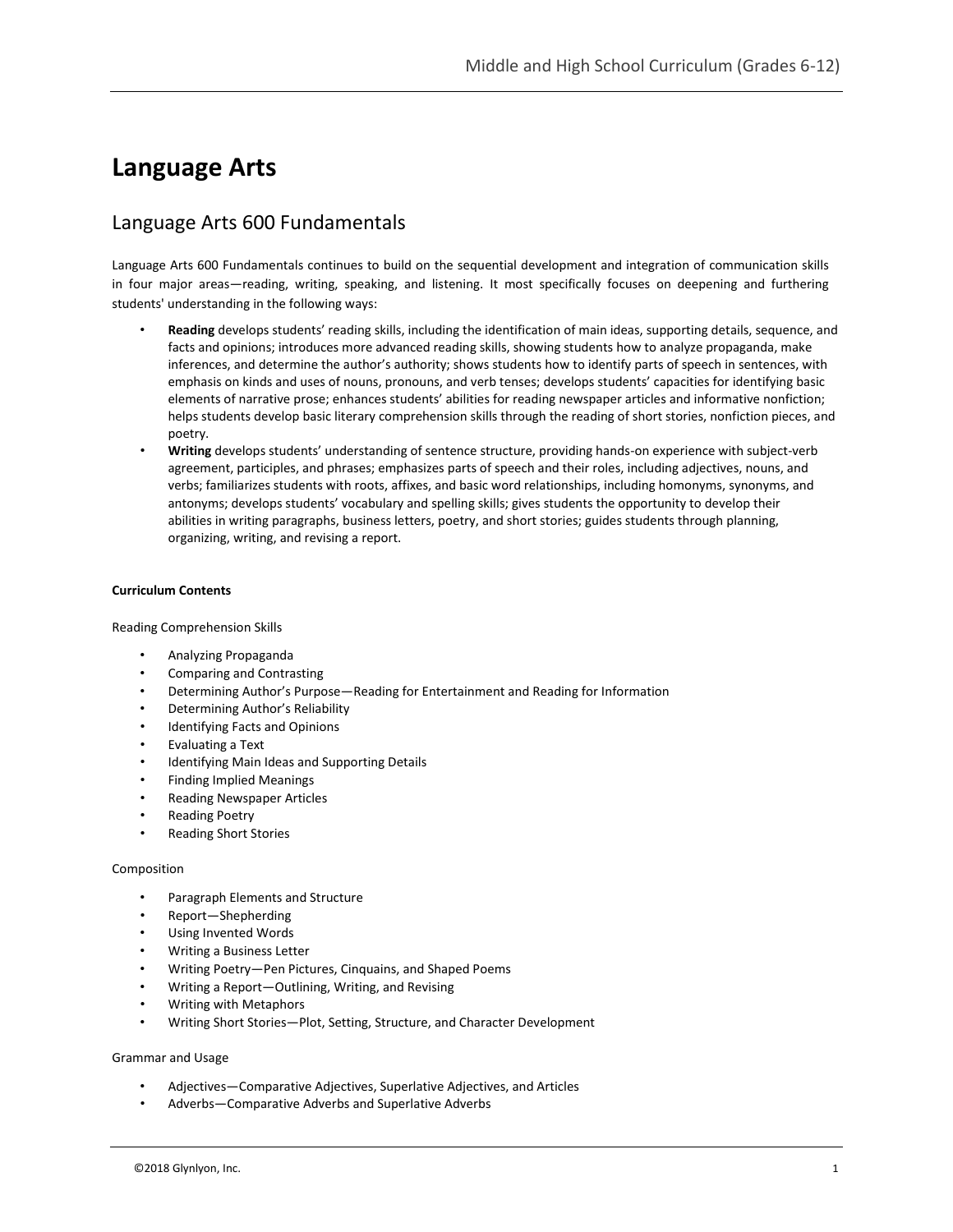# Language Arts

## Language Arts 600 Fundamentals

Language Arts 600 Fundamentals continues to build on the sequential development and integration of communication skills in four major areas—reading, writing, speaking, and listening. It most specifically focuses on deepening and furthering students' understanding in the following ways:

- **Reading** develops students' reading skills, including the identification of main ideas, supporting details, sequence, and facts and opinions; introduces more advanced reading skills, showing students how to analyze propaganda, make inferences, and determine the author's authority; shows students how to identify parts of speech in sentences, with emphasis on kinds and uses of nouns, pronouns, and verb tenses; develops students' capacities for identifying basic elements of narrative prose; enhances students' abilities for reading newspaper articles and informative nonfiction; helps students develop basic literary comprehension skills through the reading of short stories, nonfiction pieces, and poetry.
- **Writing** develops students' understanding of sentence structure, providing hands-on experience with subject-verb agreement, participles, and phrases; emphasizes parts of speech and their roles, including adjectives, nouns, and verbs; familiarizes students with roots, affixes, and basic word relationships, including homonyms, synonyms, and antonyms; develops students' vocabulary and spelling skills; gives students the opportunity to develop their abilities in writing paragraphs, business letters, poetry, and short stories; guides students through planning, organizing, writing, and revising a report.

**Curriculum Contents**

Reading Comprehension Skills

- Analyzing Propaganda
- Comparing and Contrasting
- Determining Author's Purpose—Reading for Entertainment and Reading for Information
- Determining Author's Reliability
- Identifying Facts and Opinions
- Evaluating a Text
- Identifying Main Ideas and Supporting Details
- Finding Implied Meanings
- Reading Newspaper Articles
- Reading Poetry
- Reading Short Stories

Composition

- Paragraph Elements and Structure
- Report—Shepherding
- Using Invented Words
- Writing a Business Letter
- Writing Poetry—Pen Pictures, Cinquains, and Shaped Poems
- Writing a Report—Outlining, Writing, and Revising
- Writing with Metaphors
- Writing Short Stories—Plot, Setting, Structure, and Character Development

Grammar and Usage

- Adjectives—Comparative Adjectives, Superlative Adjectives, and Articles
- Adverbs—Comparative Adverbs and Superlative Adverbs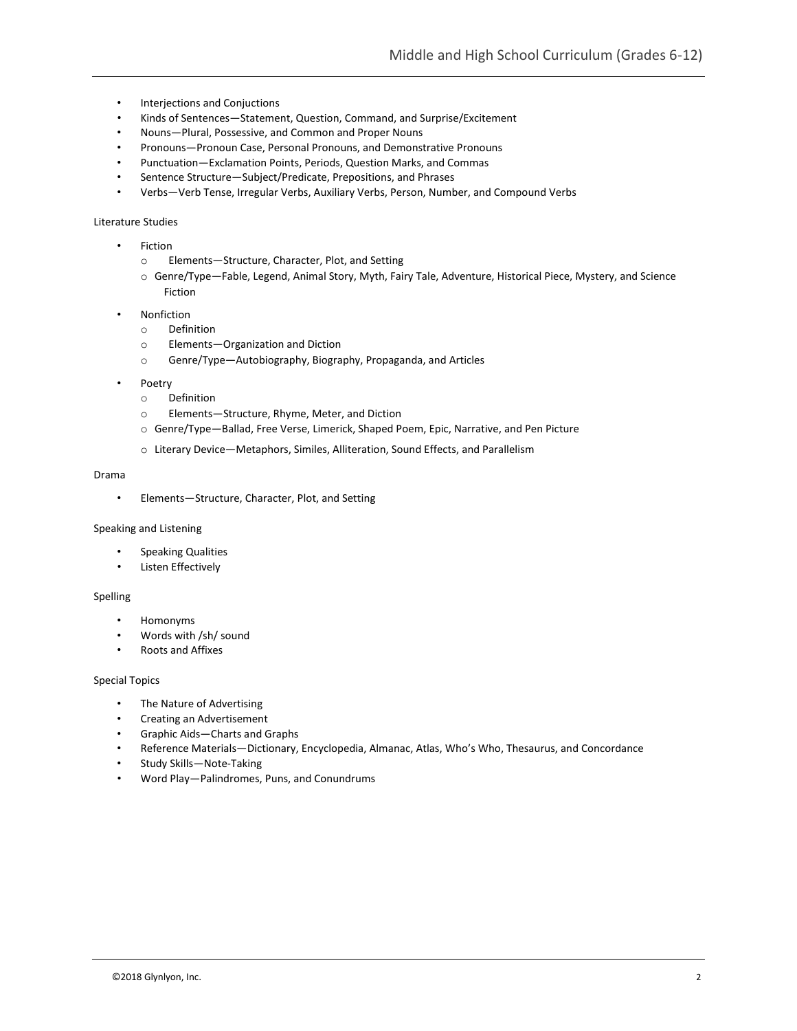- Interjections and Conjuctions
- Kinds of Sentences—Statement, Question, Command, and Surprise/Excitement
- Nouns—Plural, Possessive, and Common and Proper Nouns
- Pronouns—Pronoun Case, Personal Pronouns, and Demonstrative Pronouns
- Punctuation—Exclamation Points, Periods, Question Marks, and Commas
- Sentence Structure—Subject/Predicate, Prepositions, and Phrases
- Verbs—Verb Tense, Irregular Verbs, Auxiliary Verbs, Person, Number, and Compound Verbs

Literature Studies

- Fiction
  - Elements—Structure, Character, Plot, and Setting
  - Genre/Type—Fable, Legend, Animal Story, Myth, Fairy Tale, Adventure, Historical Piece, Mystery, and Science Fiction
- Nonfiction
  - Definition
  - Elements—Organization and Diction
  - Genre/Type—Autobiography, Biography, Propaganda, and Articles
- Poetry
  - Definition
  - Elements—Structure, Rhyme, Meter, and Diction
  - Genre/Type—Ballad, Free Verse, Limerick, Shaped Poem, Epic, Narrative, and Pen Picture
  - Literary Device—Metaphors, Similes, Alliteration, Sound Effects, and Parallelism

Drama

- Elements—Structure, Character, Plot, and Setting

Speaking and Listening

- Speaking Qualities
- Listen Effectively

Spelling

- Homonyms
- Words with /sh/ sound
- Roots and Affixes

Special Topics

- The Nature of Advertising
- Creating an Advertisement
- Graphic Aids—Charts and Graphs
- Reference Materials—Dictionary, Encyclopedia, Almanac, Atlas, Who's Who, Thesaurus, and Concordance
- Study Skills—Note-Taking
- Word Play—Palindromes, Puns, and Conundrums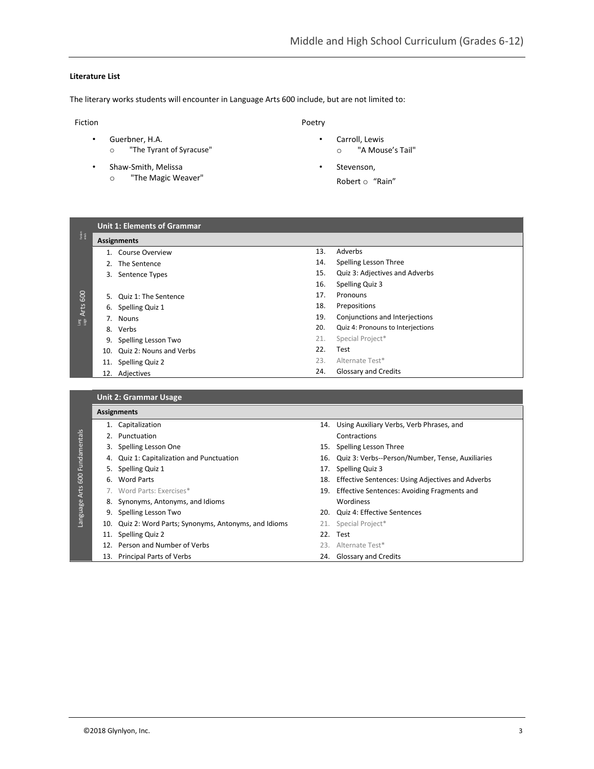**Literature List**

The literary works students will encounter in Language Arts 600 include, but are not limited to:

Fiction

- Guerbner, H.A.
  - "The Tyrant of Syracuse"
- Shaw-Smith, Melissa
  - "The Magic Weaver"

Poetry

- Carroll, Lewis
  - "A Mouse's Tail"
- Stevenson, Robert
  - "Rain"

**Unit 1: Elements of Grammar**

| Assignments | |
|---|---|
| 1. Course Overview | 13. Adverbs |
| 2. The Sentence | 14. Spelling Lesson Three |
| 3. Sentence Types | 15. Quiz 3: Adjectives and Adverbs |
| | 16. Spelling Quiz 3 |
| 5. Quiz 1: The Sentence | 17. Pronouns |
| 6. Spelling Quiz 1 | 18. Prepositions |
| 7. Nouns | 19. Conjunctions and Interjections |
| 8. Verbs | 20. Quiz 4: Pronouns to Interjections |
| 9. Spelling Lesson Two | 21. Special Project* |
| 10. Quiz 2: Nouns and Verbs | 22. Test |
| 11. Spelling Quiz 2 | 23. Alternate Test* |
| 12. Adjectives | 24. Glossary and Credits |

**Unit 2: Grammar Usage**

| Assignments | |
|---|---|
| 1. Capitalization | 14. Using Auxiliary Verbs, Verb Phrases, and Contractions |
| 2. Punctuation | 15. Spelling Lesson Three |
| 3. Spelling Lesson One | 16. Quiz 3: Verbs--Person/Number, Tense, Auxiliaries |
| 4. Quiz 1: Capitalization and Punctuation | 17. Spelling Quiz 3 |
| 5. Spelling Quiz 1 | 18. Effective Sentences: Using Adjectives and Adverbs |
| 6. Word Parts | 19. Effective Sentences: Avoiding Fragments and Wordiness |
| 7. Word Parts: Exercises* | 20. Quiz 4: Effective Sentences |
| 8. Synonyms, Antonyms, and Idioms | 21. Special Project* |
| 9. Spelling Lesson Two | 22. Test |
| 10. Quiz 2: Word Parts; Synonyms, Antonyms, and Idioms | 23. Alternate Test* |
| 11. Spelling Quiz 2 | 24. Glossary and Credits |
| 12. Person and Number of Verbs | |
| 13. Principal Parts of Verbs | |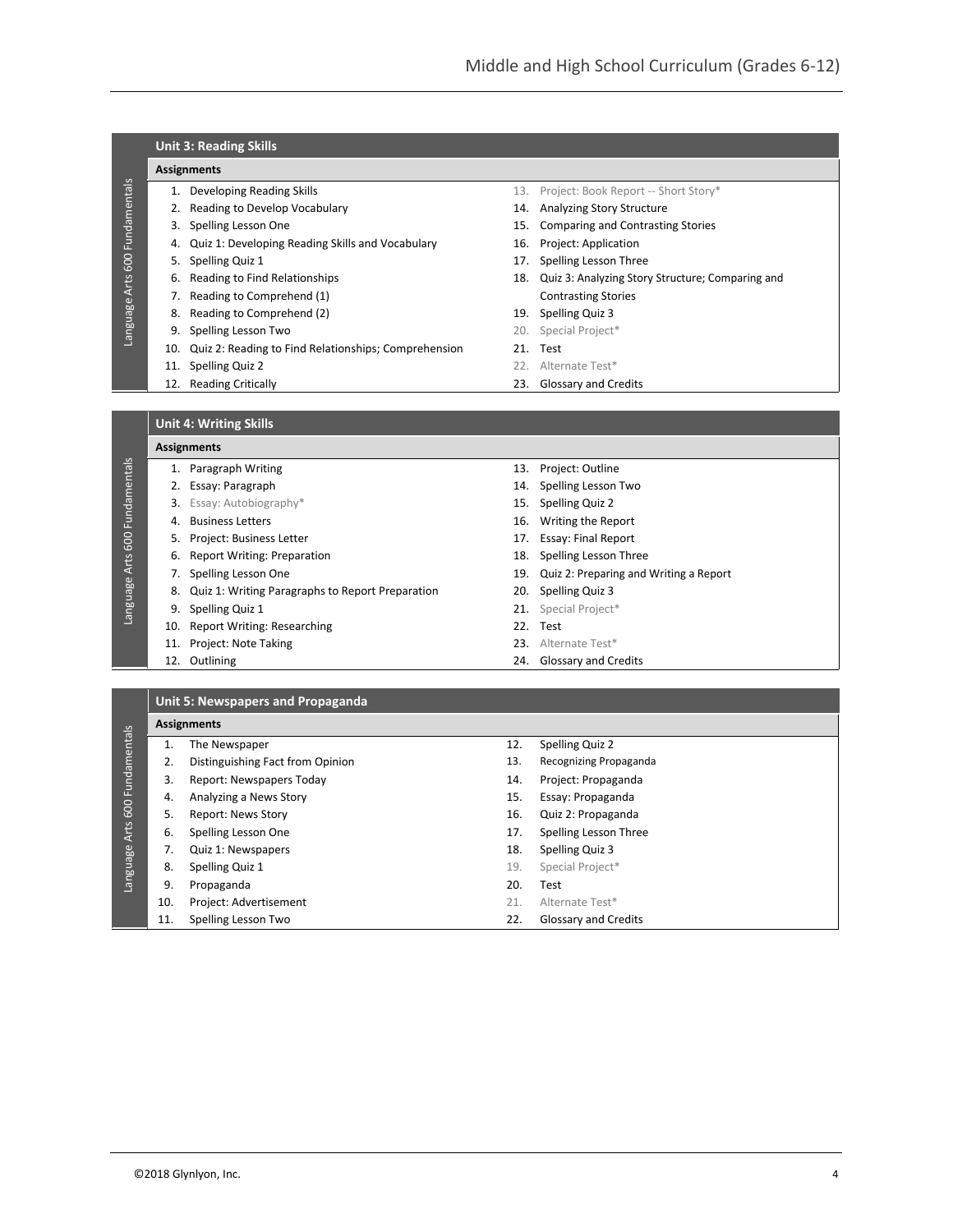**Language Arts 600 Fundamentals**

## Unit 3: Reading Skills

### Assignments

1. Developing Reading Skills
2. Reading to Develop Vocabulary
3. Spelling Lesson One
4. Quiz 1: Developing Reading Skills and Vocabulary
5. Spelling Quiz 1
6. Reading to Find Relationships
7. Reading to Comprehend (1)
8. Reading to Comprehend (2)
9. Spelling Lesson Two
10. Quiz 2: Reading to Find Relationships; Comprehension
11. Spelling Quiz 2
12. Reading Critically
13. Project: Book Report -- Short Story*
14. Analyzing Story Structure
15. Comparing and Contrasting Stories
16. Project: Application
17. Spelling Lesson Three
18. Quiz 3: Analyzing Story Structure; Comparing and Contrasting Stories
19. Spelling Quiz 3
20. Special Project*
21. Test
22. Alternate Test*
23. Glossary and Credits

**Language Arts 600 Fundamentals**

## Unit 4: Writing Skills

### Assignments

1. Paragraph Writing
2. Essay: Paragraph
3. Essay: Autobiography*
4. Business Letters
5. Project: Business Letter
6. Report Writing: Preparation
7. Spelling Lesson One
8. Quiz 1: Writing Paragraphs to Report Preparation
9. Spelling Quiz 1
10. Report Writing: Researching
11. Project: Note Taking
12. Outlining
13. Project: Outline
14. Spelling Lesson Two
15. Spelling Quiz 2
16. Writing the Report
17. Essay: Final Report
18. Spelling Lesson Three
19. Quiz 2: Preparing and Writing a Report
20. Spelling Quiz 3
21. Special Project*
22. Test
23. Alternate Test*
24. Glossary and Credits

**Language Arts 600 Fundamentals**

## Unit 5: Newspapers and Propaganda

### Assignments

1. The Newspaper
2. Distinguishing Fact from Opinion
3. Report: Newspapers Today
4. Analyzing a News Story
5. Report: News Story
6. Spelling Lesson One
7. Quiz 1: Newspapers
8. Spelling Quiz 1
9. Propaganda
10. Project: Advertisement
11. Spelling Lesson Two
12. Spelling Quiz 2
13. Recognizing Propaganda
14. Project: Propaganda
15. Essay: Propaganda
16. Quiz 2: Propaganda
17. Spelling Lesson Three
18. Spelling Quiz 3
19. Special Project*
20. Test
21. Alternate Test*
22. Glossary and Credits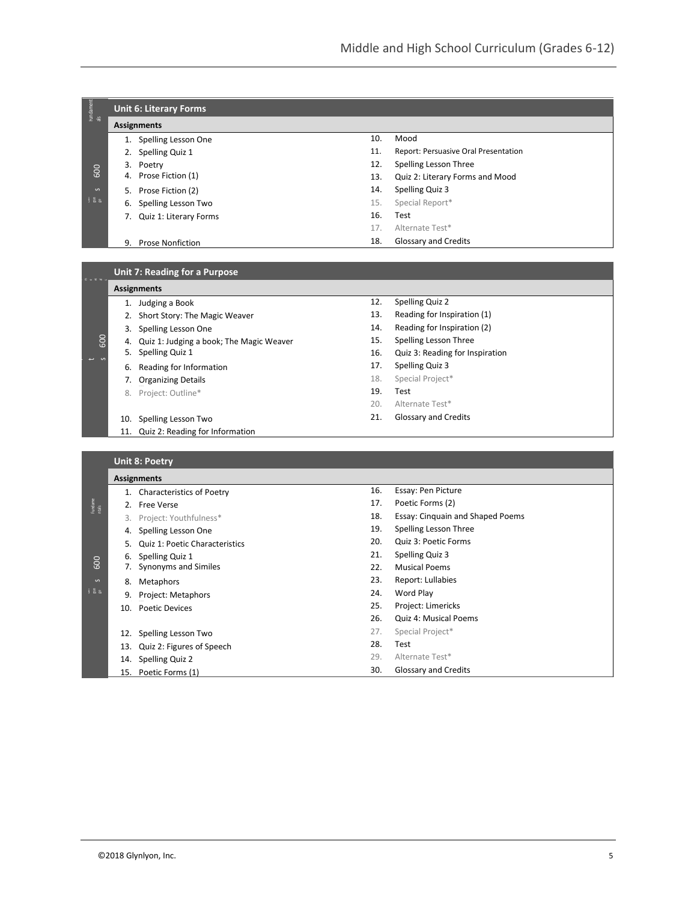## Unit 6: Literary Forms

**Assignments**

1. Spelling Lesson One
2. Spelling Quiz 1
3. Poetry
4. Prose Fiction (1)
5. Prose Fiction (2)
6. Spelling Lesson Two
7. Quiz 1: Literary Forms
9. Prose Nonfiction
10. Mood
11. Report: Persuasive Oral Presentation
12. Spelling Lesson Three
13. Quiz 2: Literary Forms and Mood
14. Spelling Quiz 3
15. Special Report*
16. Test
17. Alternate Test*
18. Glossary and Credits

## Unit 7: Reading for a Purpose

**Assignments**

1. Judging a Book
2. Short Story: The Magic Weaver
3. Spelling Lesson One
4. Quiz 1: Judging a book; The Magic Weaver
5. Spelling Quiz 1
6. Reading for Information
7. Organizing Details
8. Project: Outline*
10. Spelling Lesson Two
11. Quiz 2: Reading for Information
12. Spelling Quiz 2
13. Reading for Inspiration (1)
14. Reading for Inspiration (2)
15. Spelling Lesson Three
16. Quiz 3: Reading for Inspiration
17. Spelling Quiz 3
18. Special Project*
19. Test
20. Alternate Test*
21. Glossary and Credits

## Unit 8: Poetry

**Assignments**

1. Characteristics of Poetry
2. Free Verse
3. Project: Youthfulness*
4. Spelling Lesson One
5. Quiz 1: Poetic Characteristics
6. Spelling Quiz 1
7. Synonyms and Similes
8. Metaphors
9. Project: Metaphors
10. Poetic Devices
12. Spelling Lesson Two
13. Quiz 2: Figures of Speech
14. Spelling Quiz 2
15. Poetic Forms (1)
16. Essay: Pen Picture
17. Poetic Forms (2)
18. Essay: Cinquain and Shaped Poems
19. Spelling Lesson Three
20. Quiz 3: Poetic Forms
21. Spelling Quiz 3
22. Musical Poems
23. Report: Lullabies
24. Word Play
25. Project: Limericks
26. Quiz 4: Musical Poems
27. Special Project*
28. Test
29. Alternate Test*
30. Glossary and Credits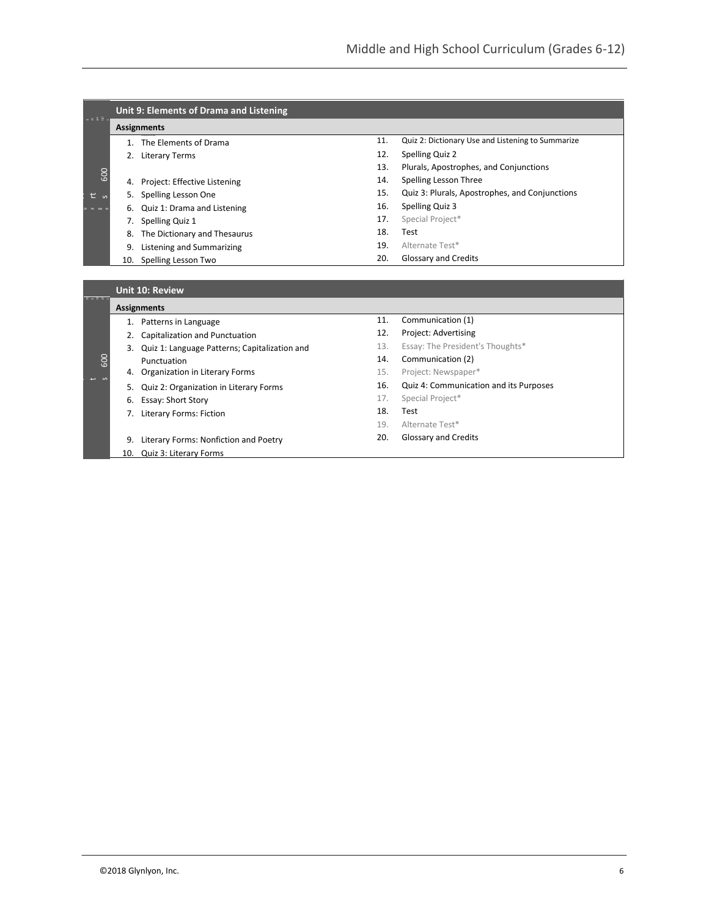## Unit 9: Elements of Drama and Listening

**Assignments**

1. The Elements of Drama
2. Literary Terms
4. Project: Effective Listening
5. Spelling Lesson One
6. Quiz 1: Drama and Listening
7. Spelling Quiz 1
8. The Dictionary and Thesaurus
9. Listening and Summarizing
10. Spelling Lesson Two
11. Quiz 2: Dictionary Use and Listening to Summarize
12. Spelling Quiz 2
13. Plurals, Apostrophes, and Conjunctions
14. Spelling Lesson Three
15. Quiz 3: Plurals, Apostrophes, and Conjunctions
16. Spelling Quiz 3
17. Special Project*
18. Test
19. Alternate Test*
20. Glossary and Credits

## Unit 10: Review

**Assignments**

1. Patterns in Language
2. Capitalization and Punctuation
3. Quiz 1: Language Patterns; Capitalization and Punctuation
4. Organization in Literary Forms
5. Quiz 2: Organization in Literary Forms
6. Essay: Short Story
7. Literary Forms: Fiction
9. Literary Forms: Nonfiction and Poetry
10. Quiz 3: Literary Forms
11. Communication (1)
12. Project: Advertising
13. Essay: The President's Thoughts*
14. Communication (2)
15. Project: Newspaper*
16. Quiz 4: Communication and its Purposes
17. Special Project*
18. Test
19. Alternate Test*
20. Glossary and Credits